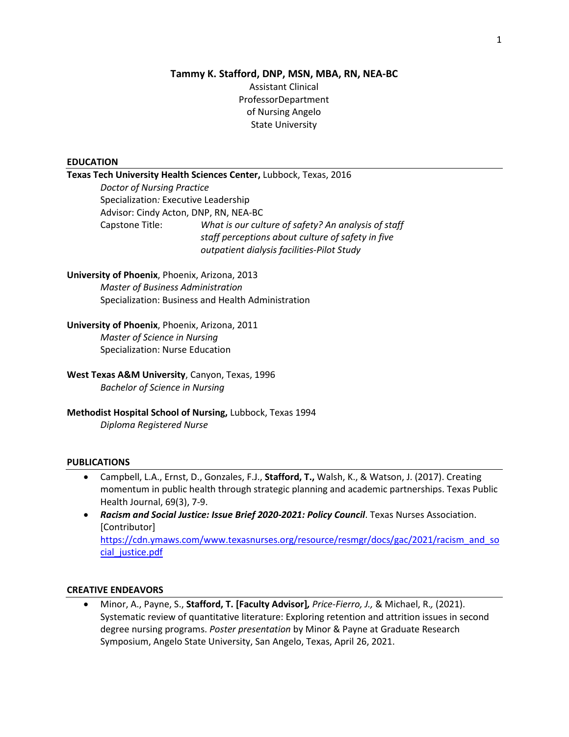**Tammy K. Stafford, DNP, MSN, MBA, RN, NEA-BC**

Assistant Clinical ProfessorDepartment of Nursing Angelo State University

## EDUCATION

**Texas Tech University Health Sciences Center,** Lubbock, Texas, 2016
*Doctor of Nursing Practice*
Specialization*:* Executive Leadership
Advisor: Cindy Acton, DNP, RN, NEA-BC
Capstone Title: *What is our culture of safety? An analysis of staff staff perceptions about culture of safety in five outpatient dialysis facilities-Pilot Study*

**University of Phoenix**, Phoenix, Arizona, 2013
*Master of Business Administration*
Specialization: Business and Health Administration

**University of Phoenix**, Phoenix, Arizona, 2011
*Master of Science in Nursing*
Specialization: Nurse Education

**West Texas A&M University**, Canyon, Texas, 1996
*Bachelor of Science in Nursing*

**Methodist Hospital School of Nursing,** Lubbock, Texas 1994
*Diploma Registered Nurse*

## PUBLICATIONS

- Campbell, L.A., Ernst, D., Gonzales, F.J., **Stafford, T.,** Walsh, K., & Watson, J. (2017). Creating momentum in public health through strategic planning and academic partnerships. Texas Public Health Journal, 69(3), 7-9.
- ***Racism and Social Justice: Issue Brief 2020-2021: Policy Council***. Texas Nurses Association. [Contributor] https://cdn.ymaws.com/www.texasnurses.org/resource/resmgr/docs/gac/2021/racism_and_social_justice.pdf

## CREATIVE ENDEAVORS

- Minor, A., Payne, S., **Stafford, T. [Faculty Advisor]***, Price-Fierro, J.,* & Michael, R*.,* (2021). Systematic review of quantitative literature: Exploring retention and attrition issues in second degree nursing programs. *Poster presentation* by Minor & Payne at Graduate Research Symposium, Angelo State University, San Angelo, Texas, April 26, 2021.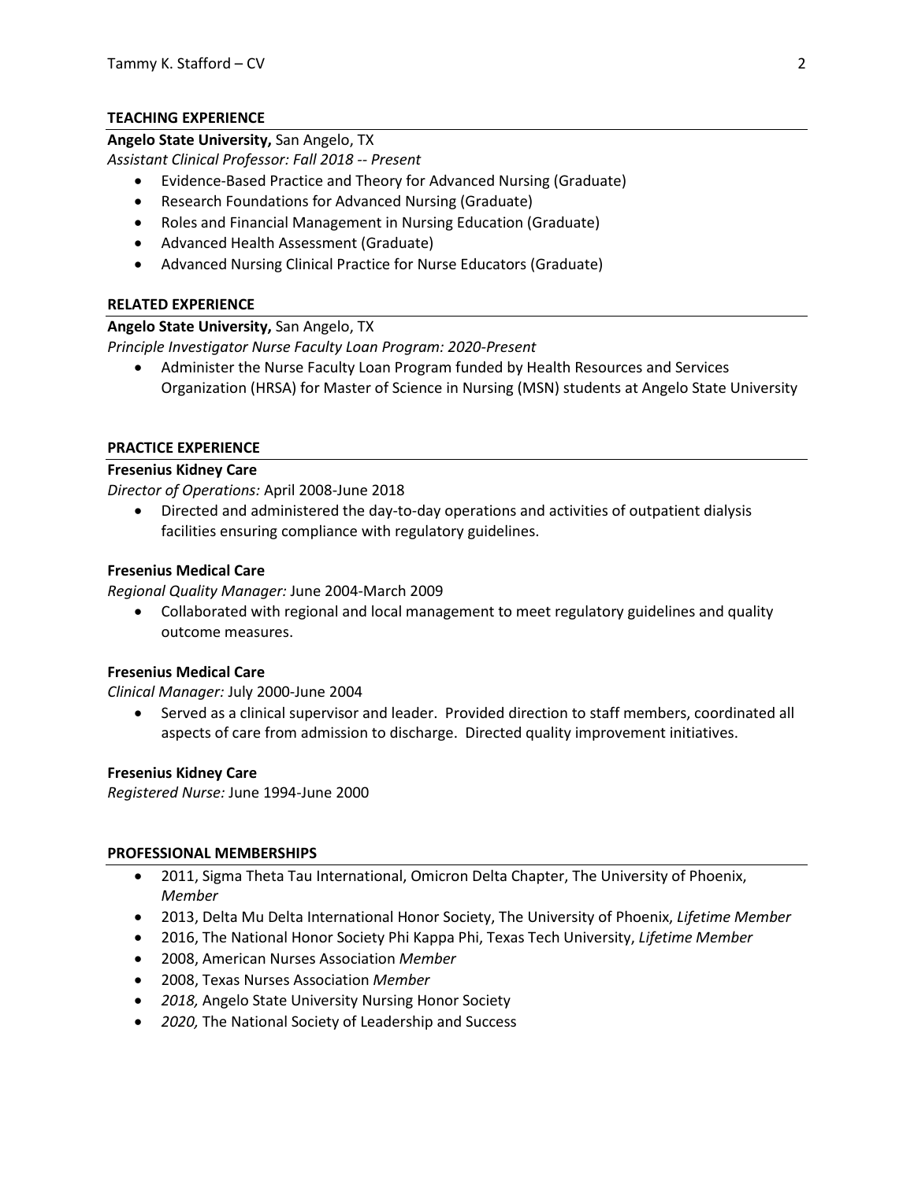## TEACHING EXPERIENCE

**Angelo State University,** San Angelo, TX

*Assistant Clinical Professor: Fall 2018 -- Present*

- Evidence-Based Practice and Theory for Advanced Nursing (Graduate)
- Research Foundations for Advanced Nursing (Graduate)
- Roles and Financial Management in Nursing Education (Graduate)
- Advanced Health Assessment (Graduate)
- Advanced Nursing Clinical Practice for Nurse Educators (Graduate)

## RELATED EXPERIENCE

**Angelo State University,** San Angelo, TX

*Principle Investigator Nurse Faculty Loan Program: 2020-Present*

- Administer the Nurse Faculty Loan Program funded by Health Resources and Services Organization (HRSA) for Master of Science in Nursing (MSN) students at Angelo State University

## PRACTICE EXPERIENCE

**Fresenius Kidney Care**

*Director of Operations:* April 2008-June 2018

- Directed and administered the day-to-day operations and activities of outpatient dialysis facilities ensuring compliance with regulatory guidelines.

**Fresenius Medical Care**

*Regional Quality Manager:* June 2004-March 2009

- Collaborated with regional and local management to meet regulatory guidelines and quality outcome measures.

**Fresenius Medical Care**

*Clinical Manager:* July 2000-June 2004

- Served as a clinical supervisor and leader. Provided direction to staff members, coordinated all aspects of care from admission to discharge. Directed quality improvement initiatives.

**Fresenius Kidney Care**

*Registered Nurse:* June 1994-June 2000

## PROFESSIONAL MEMBERSHIPS

- 2011, Sigma Theta Tau International, Omicron Delta Chapter, The University of Phoenix, *Member*
- 2013, Delta Mu Delta International Honor Society, The University of Phoenix, *Lifetime Member*
- 2016, The National Honor Society Phi Kappa Phi, Texas Tech University, *Lifetime Member*
- 2008, American Nurses Association *Member*
- 2008, Texas Nurses Association *Member*
- *2018,* Angelo State University Nursing Honor Society
- *2020,* The National Society of Leadership and Success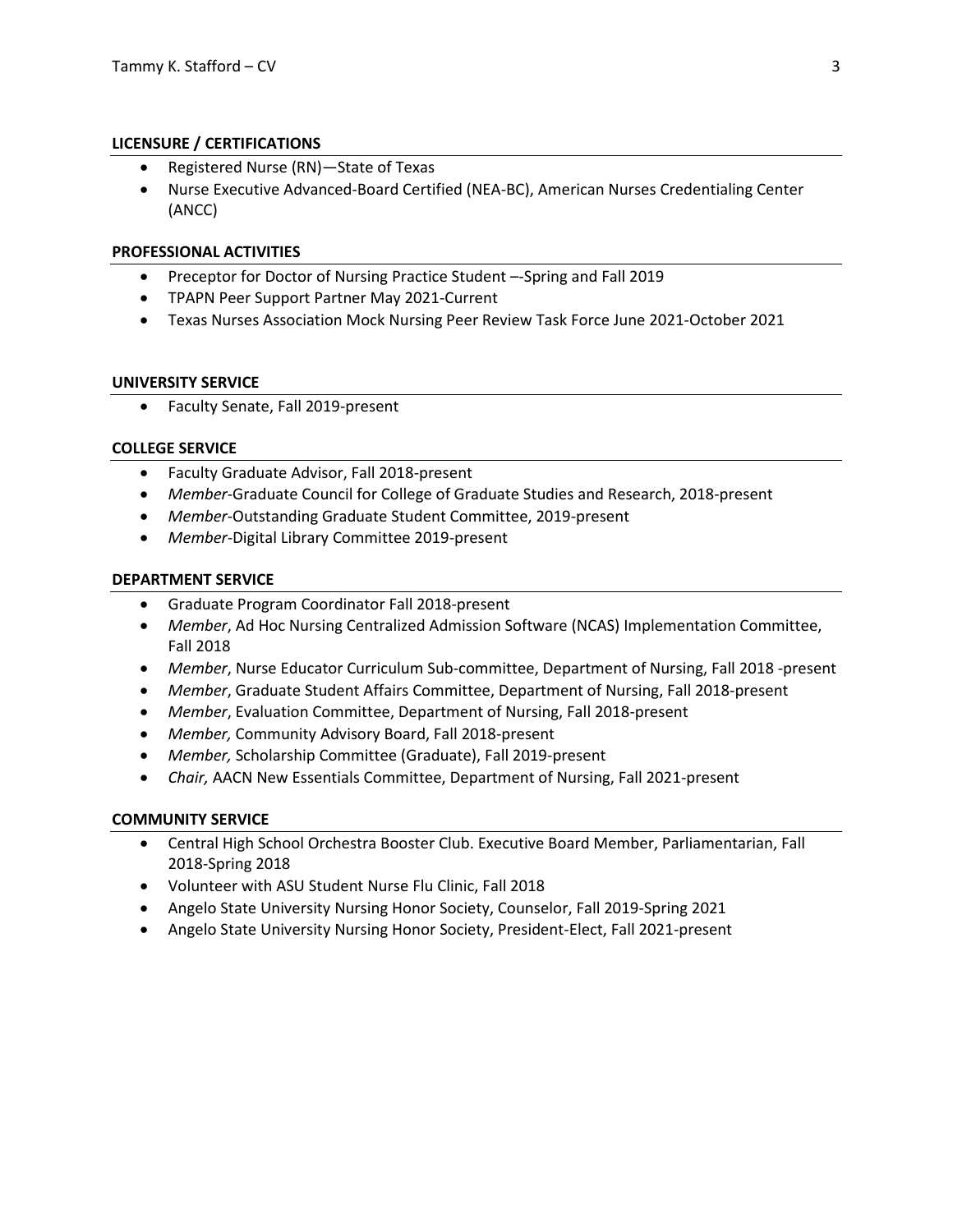## LICENSURE / CERTIFICATIONS

- Registered Nurse (RN)—State of Texas
- Nurse Executive Advanced-Board Certified (NEA-BC), American Nurses Credentialing Center (ANCC)

## PROFESSIONAL ACTIVITIES

- Preceptor for Doctor of Nursing Practice Student –-Spring and Fall 2019
- TPAPN Peer Support Partner May 2021-Current
- Texas Nurses Association Mock Nursing Peer Review Task Force June 2021-October 2021

## UNIVERSITY SERVICE

- Faculty Senate, Fall 2019-present

## COLLEGE SERVICE

- Faculty Graduate Advisor, Fall 2018-present
- *Member*-Graduate Council for College of Graduate Studies and Research, 2018-present
- *Member*-Outstanding Graduate Student Committee, 2019-present
- *Member*-Digital Library Committee 2019-present

## DEPARTMENT SERVICE

- Graduate Program Coordinator Fall 2018-present
- *Member*, Ad Hoc Nursing Centralized Admission Software (NCAS) Implementation Committee, Fall 2018
- *Member*, Nurse Educator Curriculum Sub-committee, Department of Nursing, Fall 2018 -present
- *Member*, Graduate Student Affairs Committee, Department of Nursing, Fall 2018-present
- *Member*, Evaluation Committee, Department of Nursing, Fall 2018-present
- *Member,* Community Advisory Board, Fall 2018-present
- *Member,* Scholarship Committee (Graduate), Fall 2019-present
- *Chair,* AACN New Essentials Committee, Department of Nursing, Fall 2021-present

## COMMUNITY SERVICE

- Central High School Orchestra Booster Club. Executive Board Member, Parliamentarian, Fall 2018-Spring 2018
- Volunteer with ASU Student Nurse Flu Clinic, Fall 2018
- Angelo State University Nursing Honor Society, Counselor, Fall 2019-Spring 2021
- Angelo State University Nursing Honor Society, President-Elect, Fall 2021-present